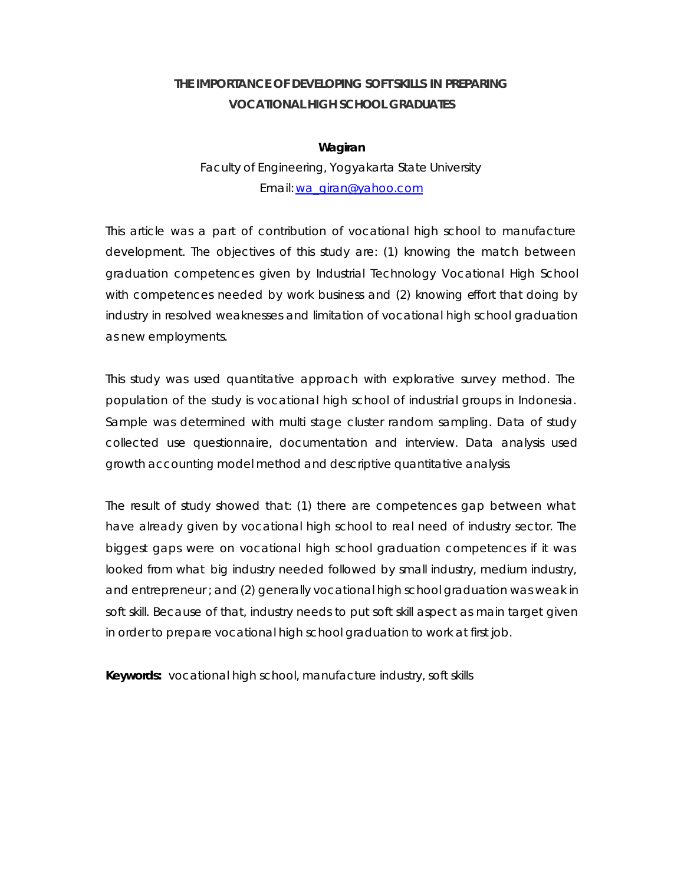# THE IMPORTANCE OF DEVELOPING SOFT SKILLS IN PREPARING VOCATIONAL HIGH SCHOOL GRADUATES

**Wagiran**

Faculty of Engineering, Yogyakarta State University

Email: wa_giran@yahoo.com

This article was a part of contribution of vocational high school to manufacture development. The objectives of this study are: (1) knowing the match between graduation competences given by Industrial Technology Vocational High School with competences needed by work business and (2) knowing effort that doing by industry in resolved weaknesses and limitation of vocational high school graduation as new employments.

This study was used quantitative approach with explorative survey method. The population of the study is vocational high school of industrial groups in Indonesia. Sample was determined with multi stage cluster random sampling. Data of study collected use questionnaire, documentation and interview. Data analysis used growth accounting model method and descriptive quantitative analysis.

The result of study showed that: (1) there are competences gap between what have already given by vocational high school to real need of industry sector. The biggest gaps were on vocational high school graduation competences if it was looked from what big industry needed followed by small industry, medium industry, and entrepreneur ; and (2) generally vocational high school graduation was weak in soft skill. Because of that, industry needs to put soft skill aspect as main target given in order to prepare vocational high school graduation to work at first job.

**Keywords:** vocational high school, manufacture industry, soft skills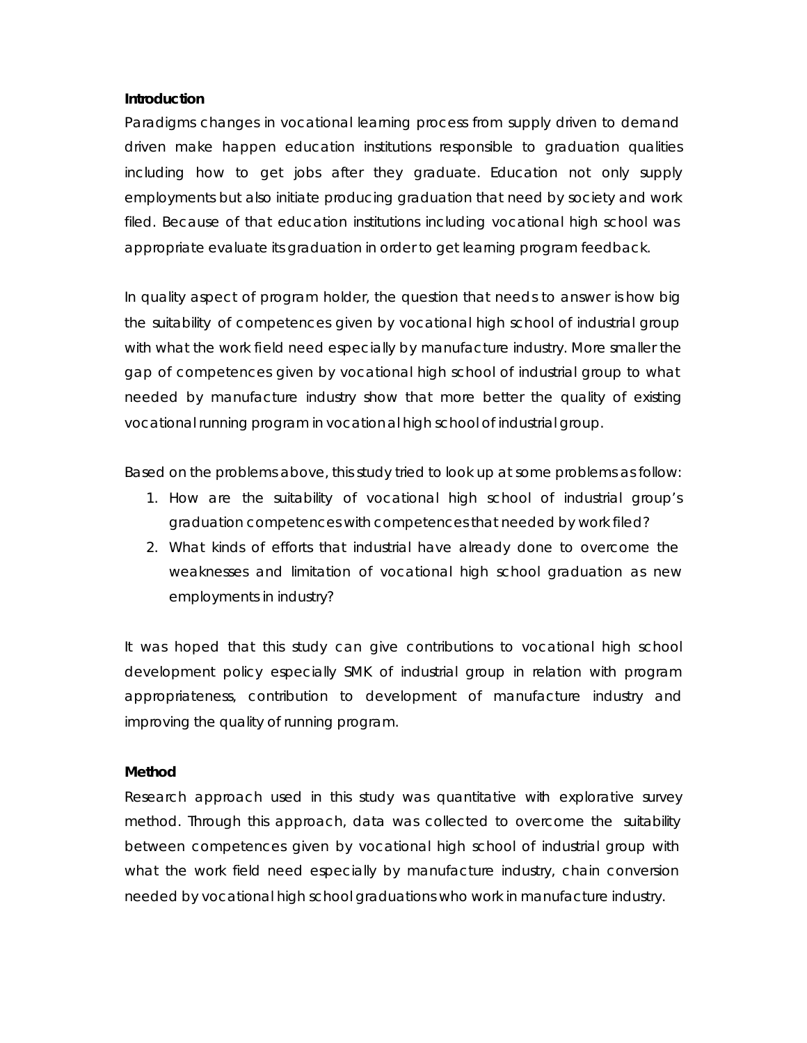**Introduction**

Paradigms changes in vocational learning process from supply driven to demand driven make happen education institutions responsible to graduation qualities including how to get jobs after they graduate. Education not only supply employments but also initiate producing graduation that need by society and work filed. Because of that education institutions including vocational high school was appropriate evaluate its graduation in order to get learning program feedback.

In quality aspect of program holder, the question that needs to answer is how big the suitability of competences given by vocational high school of industrial group with what the work field need especially by manufacture industry. More smaller the gap of competences given by vocational high school of industrial group to what needed by manufacture industry show that more better the quality of existing vocational running program in vocational high school of industrial group.

Based on the problems above, this study tried to look up at some problems as follow:

1. How are the suitability of vocational high school of industrial group's graduation competences with competences that needed by work filed?
2. What kinds of efforts that industrial have already done to overcome the weaknesses and limitation of vocational high school graduation as new employments in industry?

It was hoped that this study can give contributions to vocational high school development policy especially SMK of industrial group in relation with program appropriateness, contribution to development of manufacture industry and improving the quality of running program.

**Method**

Research approach used in this study was quantitative with explorative survey method. Through this approach, data was collected to overcome the suitability between competences given by vocational high school of industrial group with what the work field need especially by manufacture industry, chain conversion needed by vocational high school graduations who work in manufacture industry.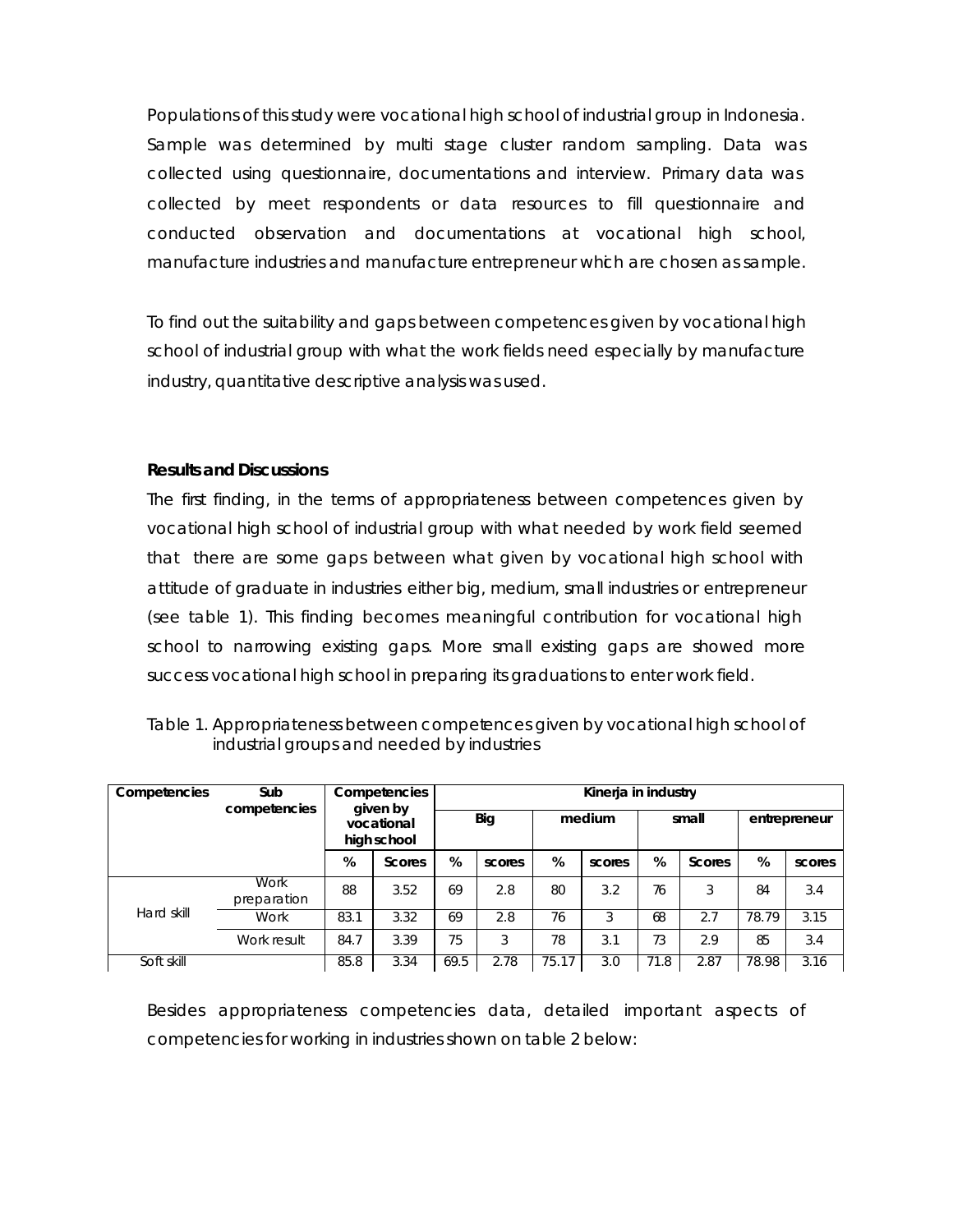Populations of this study were vocational high school of industrial group in Indonesia. Sample was determined by multi stage cluster random sampling. Data was collected using questionnaire, documentations and interview. Primary data was collected by meet respondents or data resources to fill questionnaire and conducted observation and documentations at vocational high school, manufacture industries and manufacture entrepreneur which are chosen as sample.

To find out the suitability and gaps between competences given by vocational high school of industrial group with what the work fields need especially by manufacture industry, quantitative descriptive analysis was used.

### Results and Discussions

The first finding, in the terms of appropriateness between competences given by vocational high school of industrial group with what needed by work field seemed that there are some gaps between what given by vocational high school with attitude of graduate in industries either big, medium, small industries or entrepreneur (see table 1). This finding becomes meaningful contribution for vocational high school to narrowing existing gaps. More small existing gaps are showed more success vocational high school in preparing its graduations to enter work field.

Table 1. Appropriateness between competences given by vocational high school of industrial groups and needed by industries

| Competencies | Sub competencies | Competencies given by vocational high school | | Kinerja in industry | | | | | | | |
|---|---|---|---|---|---|---|---|---|---|---|---|
| | | | | Big | | medium | | small | | entrepreneur | |
| | | % | Scores | % | scores | % | scores | % | Scores | % | scores |
| Hard skill | Work preparation | 88 | 3.52 | 69 | 2.8 | 80 | 3.2 | 76 | 3 | 84 | 3.4 |
| | Work | 83.1 | 3.32 | 69 | 2.8 | 76 | 3 | 68 | 2.7 | 78.79 | 3.15 |
| | Work result | 84.7 | 3.39 | 75 | 3 | 78 | 3.1 | 73 | 2.9 | 85 | 3.4 |
| Soft skill | | 85.8 | 3.34 | 69.5 | 2.78 | 75.17 | 3.0 | 71.8 | 2.87 | 78.98 | 3.16 |

Besides appropriateness competencies data, detailed important aspects of competencies for working in industries shown on table 2 below: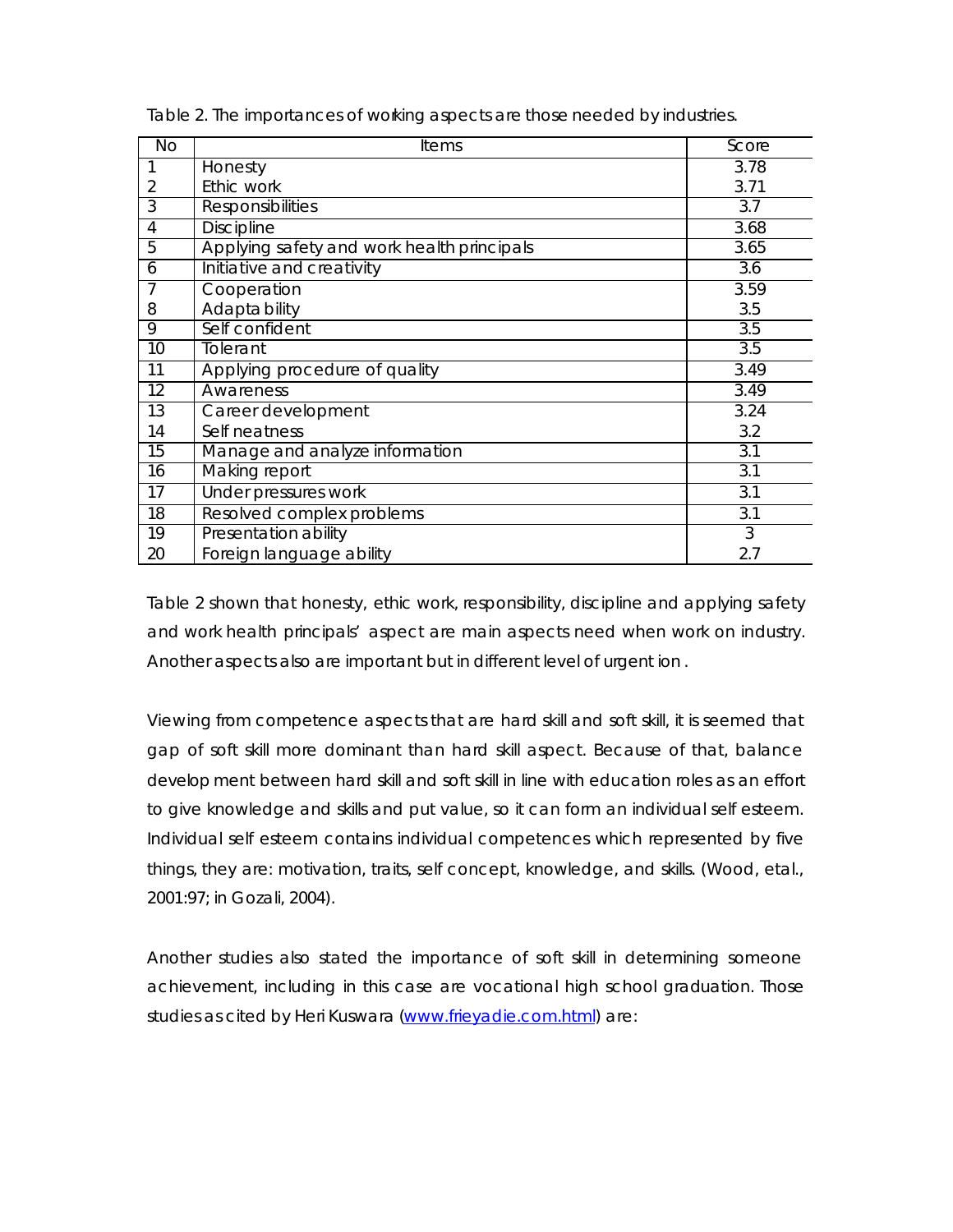Table 2. The importances of working aspects are those needed by industries.

| No | Items | Score |
|---|---|---|
| 1 | Honesty | 3.78 |
| 2 | Ethic work | 3.71 |
| 3 | Responsibilities | 3.7 |
| 4 | Discipline | 3.68 |
| 5 | Applying safety and work health principals | 3.65 |
| 6 | Initiative and creativity | 3.6 |
| 7 | Cooperation | 3.59 |
| 8 | Adapta bility | 3.5 |
| 9 | Self confident | 3.5 |
| 10 | Tolerant | 3.5 |
| 11 | Applying procedure of quality | 3.49 |
| 12 | Awareness | 3.49 |
| 13 | Career development | 3.24 |
| 14 | Self neatness | 3.2 |
| 15 | Manage and analyze information | 3.1 |
| 16 | Making report | 3.1 |
| 17 | Under pressures work | 3.1 |
| 18 | Resolved complex problems | 3.1 |
| 19 | Presentation ability | 3 |
| 20 | Foreign language ability | 2.7 |

Table 2 shown that honesty, ethic work, responsibility, discipline and applying safety and work health principals' aspect are main aspects need when work on industry. Another aspects also are important but in different level of urgent ion .

Viewing from competence aspects that are hard skill and soft skill, it is seemed that gap of soft skill more dominant than hard skill aspect. Because of that, balance develop ment between hard skill and soft skill in line with education roles as an effort to give knowledge and skills and put value, so it can form an individual self esteem. Individual self esteem contains individual competences which represented by five things, they are: motivation, traits, self concept, knowledge, and skills. (Wood, etal., 2001:97; in Gozali, 2004).

Another studies also stated the importance of soft skill in determining someone achievement, including in this case are vocational high school graduation. Those studies as cited by Heri Kuswara (www.frieyadie.com.html) are: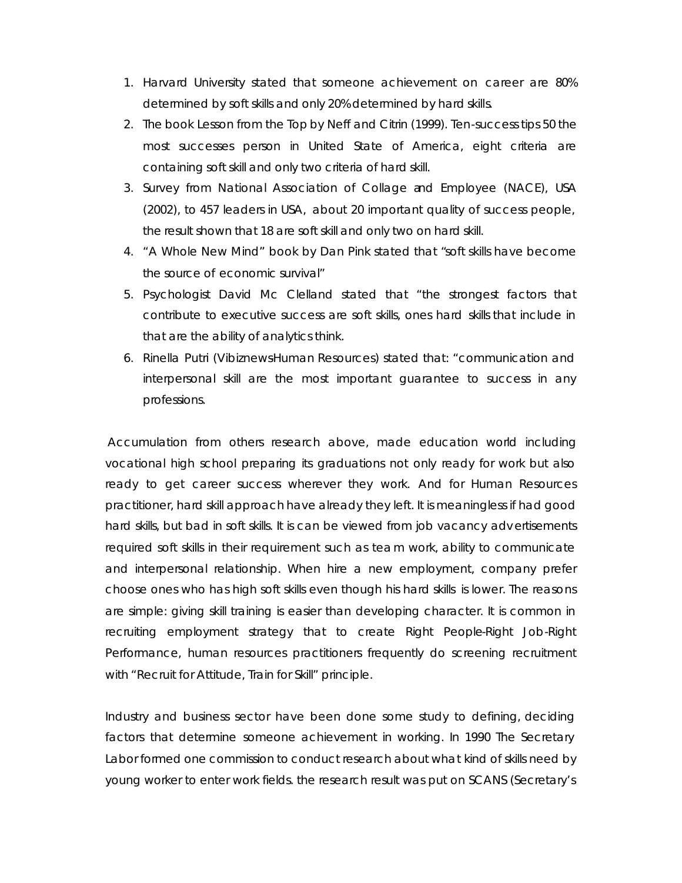1. Harvard University stated that someone achievement on career are 80% determined by soft skills and only 20% determined by hard skills.
2. The book Lesson from the Top by Neff and Citrin (1999). Ten-success tips 50 the most successes person in United State of America, eight criteria are containing soft skill and only two criteria of hard skill.
3. Survey from National Association of Collage and Employee (NACE), USA (2002), to 457 leaders in USA, about 20 important quality of success people, the result shown that 18 are soft skill and only two on hard skill.
4. "A Whole New Mind" book by Dan Pink stated that "soft skills have become the source of economic survival"
5. Psychologist David Mc Clelland stated that "the strongest factors that contribute to executive success are soft skills, ones hard skills that include in that are the ability of analytics think.
6. Rinella Putri (VibiznewsHuman Resources) stated that: "communication and interpersonal skill are the most important guarantee to success in any professions.

Accumulation from others research above, made education world including vocational high school preparing its graduations not only ready for work but also ready to get career success wherever they work. And for Human Resources practitioner, hard skill approach have already they left. It is meaningless if had good hard skills, but bad in soft skills. It is can be viewed from job vacancy advertisements required soft skills in their requirement such as tea m work, ability to communicate and interpersonal relationship. When hire a new employment, company prefer choose ones who has high soft skills even though his hard skills is lower. The reasons are simple: giving skill training is easier than developing character. It is common in recruiting employment strategy that to create Right People-Right Job-Right Performance, human resources practitioners frequently do screening recruitment with "Recruit for Attitude, Train for Skill" principle.

Industry and business sector have been done some study to defining, deciding factors that determine someone achievement in working. In 1990 The Secretary Labor formed one commission to conduct research about what kind of skills need by young worker to enter work fields. the research result was put on SCANS (Secretary's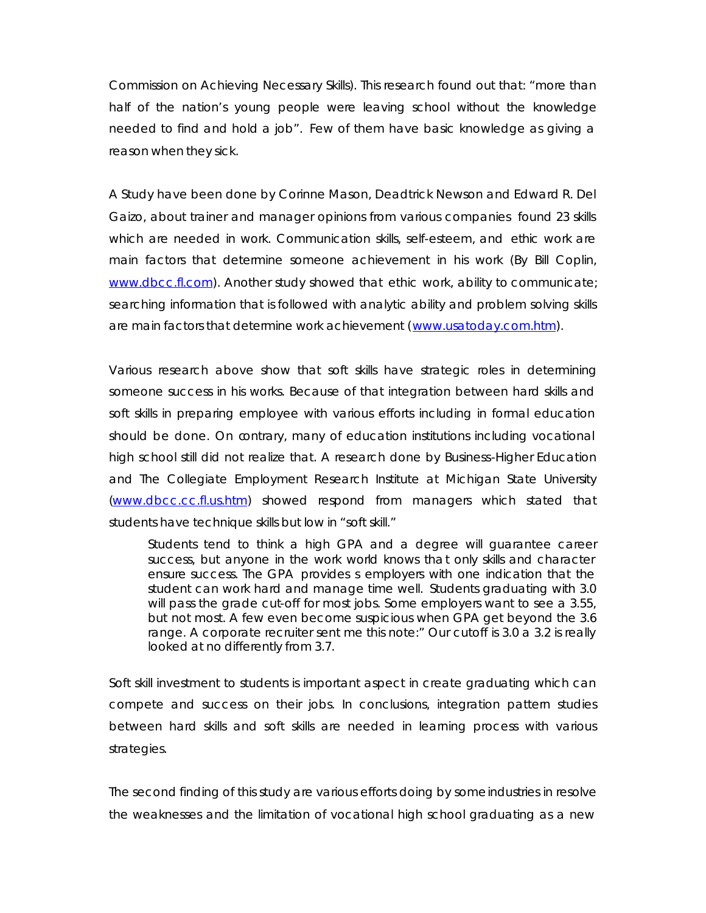Commission on Achieving Necessary Skills). This research found out that: "more than half of the nation's young people were leaving school without the knowledge needed to find and hold a job". Few of them have basic knowledge as giving a reason when they sick.

A Study have been done by Corinne Mason, Deadtrick Newson and Edward R. Del Gaizo, about trainer and manager opinions from various companies found 23 skills which are needed in work. Communication skills, self-esteem, and ethic work are main factors that determine someone achievement in his work (By Bill Coplin, www.dbcc.fl.com). Another study showed that ethic work, ability to communicate; searching information that is followed with analytic ability and problem solving skills are main factors that determine work achievement (www.usatoday.com.htm).

Various research above show that soft skills have strategic roles in determining someone success in his works. Because of that integration between hard skills and soft skills in preparing employee with various efforts including in formal education should be done. On contrary, many of education institutions including vocational high school still did not realize that. A research done by Business-Higher Education and The Collegiate Employment Research Institute at Michigan State University (www.dbcc.cc.fl.us.htm) showed respond from managers which stated that students have technique skills but low in "soft skill."

> Students tend to think a high GPA and a degree will guarantee career success, but anyone in the work world knows that only skills and character ensure success. The GPA provides s employers with one indication that the student can work hard and manage time well. Students graduating with 3.0 will pass the grade cut-off for most jobs. Some employers want to see a 3.55, but not most. A few even become suspicious when GPA get beyond the 3.6 range. A corporate recruiter sent me this note:" Our cutoff is 3.0 a 3.2 is really looked at no differently from 3.7.

Soft skill investment to students is important aspect in create graduating which can compete and success on their jobs. In conclusions, integration pattern studies between hard skills and soft skills are needed in learning process with various strategies.

The second finding of this study are various efforts doing by some industries in resolve the weaknesses and the limitation of vocational high school graduating as a new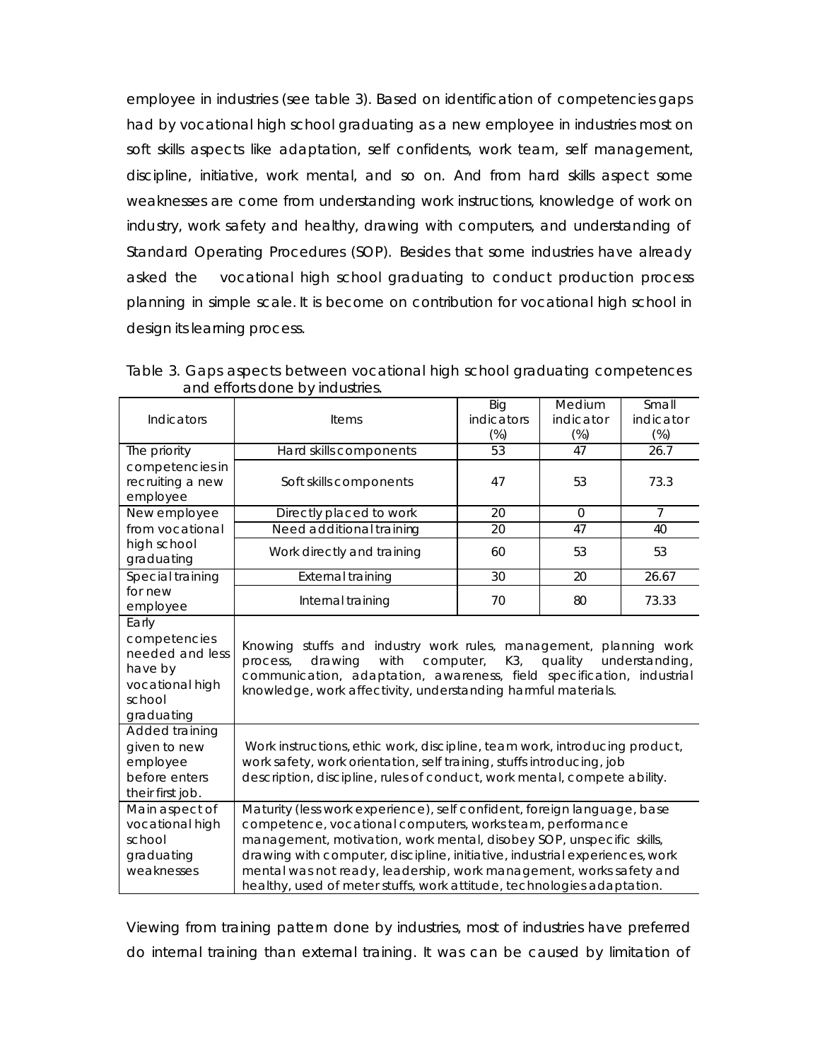employee in industries (see table 3). Based on identification of competencies gaps had by vocational high school graduating as a new employee in industries most on soft skills aspects like adaptation, self confidents, work team, self management, discipline, initiative, work mental, and so on. And from hard skills aspect some weaknesses are come from understanding work instructions, knowledge of work on industry, work safety and healthy, drawing with computers, and understanding of Standard Operating Procedures (SOP). Besides that some industries have already asked the vocational high school graduating to conduct production process planning in simple scale. It is become on contribution for vocational high school in design its learning process.

Table 3. Gaps aspects between vocational high school graduating competences and efforts done by industries.

| Indicators | Items | Big indicators (%) | Medium indicator (%) | Small indicator (%) |
|---|---|---|---|---|
| The priority competencies in recruiting a new employee | Hard skills components | 53 | 47 | 26.7 |
| | Soft skills components | 47 | 53 | 73.3 |
| New employee from vocational high school graduating | Directly placed to work | 20 | 0 | 7 |
| | Need additional training | 20 | 47 | 40 |
| | Work directly and training | 60 | 53 | 53 |
| Special training for new employee | External training | 30 | 20 | 26.67 |
| | Internal training | 70 | 80 | 73.33 |
| Early competencies needed and less have by vocational high school graduating | Knowing stuffs and industry work rules, management, planning work process, drawing with computer, K3, quality understanding, communication, adaptation, awareness, field specification, industrial knowledge, work affectivity, understanding harmful materials. | | | |
| Added training given to new employee before enters their first job. | Work instructions, ethic work, discipline, team work, introducing product, work safety, work orientation, self training, stuffs introducing, job description, discipline, rules of conduct, work mental, compete ability. | | | |
| Main aspect of vocational high school graduating weaknesses | Maturity (less work experience), self confident, foreign language, base competence, vocational computers, works team, performance management, motivation, work mental, disobey SOP, unspecific skills, drawing with computer, discipline, initiative, industrial experiences, work mental was not ready, leadership, work management, works safety and healthy, used of meter stuffs, work attitude, technologies adaptation. | | | |

Viewing from training pattern done by industries, most of industries have preferred do internal training than external training. It was can be caused by limitation of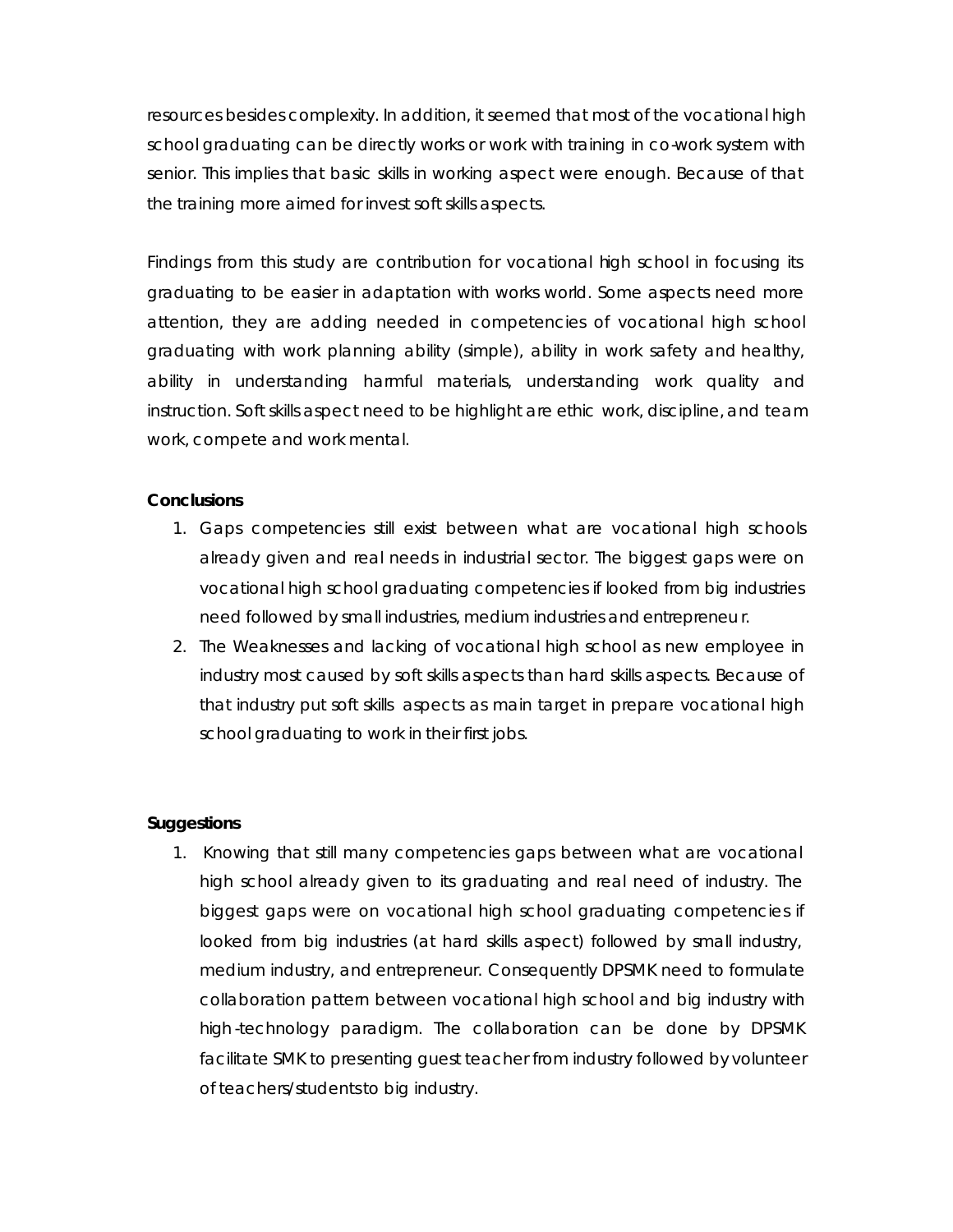resources besides complexity. In addition, it seemed that most of the vocational high school graduating can be directly works or work with training in co-work system with senior. This implies that basic skills in working aspect were enough. Because of that the training more aimed for invest soft skills aspects.

Findings from this study are contribution for vocational high school in focusing its graduating to be easier in adaptation with works world. Some aspects need more attention, they are adding needed in competencies of vocational high school graduating with work planning ability (simple), ability in work safety and healthy, ability in understanding harmful materials, understanding work quality and instruction. Soft skills aspect need to be highlight are ethic work, discipline, and team work, compete and work mental.

**Conclusions**

1. Gaps competencies still exist between what are vocational high schools already given and real needs in industrial sector. The biggest gaps were on vocational high school graduating competencies if looked from big industries need followed by small industries, medium industries and entrepreneu r.
2. The Weaknesses and lacking of vocational high school as new employee in industry most caused by soft skills aspects than hard skills aspects. Because of that industry put soft skills aspects as main target in prepare vocational high school graduating to work in their first jobs.

**Suggestions**

1. Knowing that still many competencies gaps between what are vocational high school already given to its graduating and real need of industry. The biggest gaps were on vocational high school graduating competencies if looked from big industries (at hard skills aspect) followed by small industry, medium industry, and entrepreneur. Consequently DPSMK need to formulate collaboration pattern between vocational high school and big industry with high-technology paradigm. The collaboration can be done by DPSMK facilitate SMK to presenting guest teacher from industry followed by volunteer of teachers/students to big industry.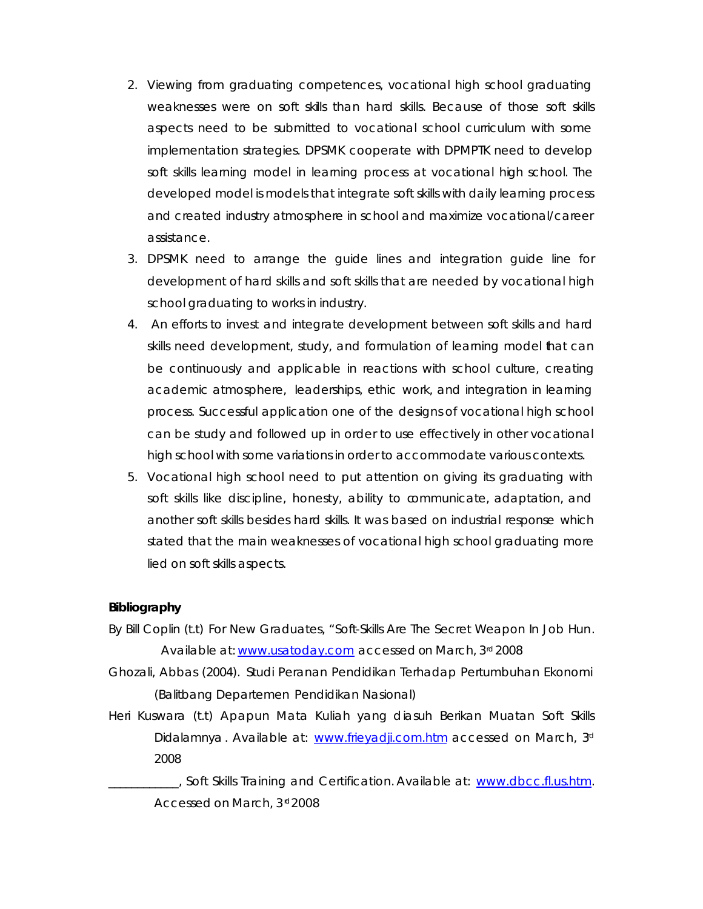2. Viewing from graduating competences, vocational high school graduating weaknesses were on soft skills than hard skills. Because of those soft skills aspects need to be submitted to vocational school curriculum with some implementation strategies. DPSMK cooperate with DPMPTK need to develop soft skills learning model in learning process at vocational high school. The developed model is models that integrate soft skills with daily learning process and created industry atmosphere in school and maximize vocational/career assistance.
3. DPSMK need to arrange the guide lines and integration guide line for development of hard skills and soft skills that are needed by vocational high school graduating to works in industry.
4. An efforts to invest and integrate development between soft skills and hard skills need development, study, and formulation of learning model that can be continuously and applicable in reactions with school culture, creating academic atmosphere, leaderships, ethic work, and integration in learning process. Successful application one of the designs of vocational high school can be study and followed up in order to use effectively in other vocational high school with some variations in order to accommodate various contexts.
5. Vocational high school need to put attention on giving its graduating with soft skills like discipline, honesty, ability to communicate, adaptation, and another soft skills besides hard skills. It was based on industrial response which stated that the main weaknesses of vocational high school graduating more lied on soft skills aspects.

**Bibliography**

By Bill Coplin (t.t) For New Graduates, "Soft-Skills Are The Secret Weapon In Job Hun. Available at: www.usatoday.com accessed on March, 3rd 2008

Ghozali, Abbas (2004). Studi Peranan Pendidikan Terhadap Pertumbuhan Ekonomi (Balitbang Departemen Pendidikan Nasional)

Heri Kuswara (t.t) Apapun Mata Kuliah yang diasuh Berikan Muatan Soft Skills Didalamnya . Available at: www.frieyadji.com.htm accessed on March, 3rd 2008

___________, Soft Skills Training and Certification. Available at: www.dbcc.fl.us.htm. Accessed on March, 3rd 2008